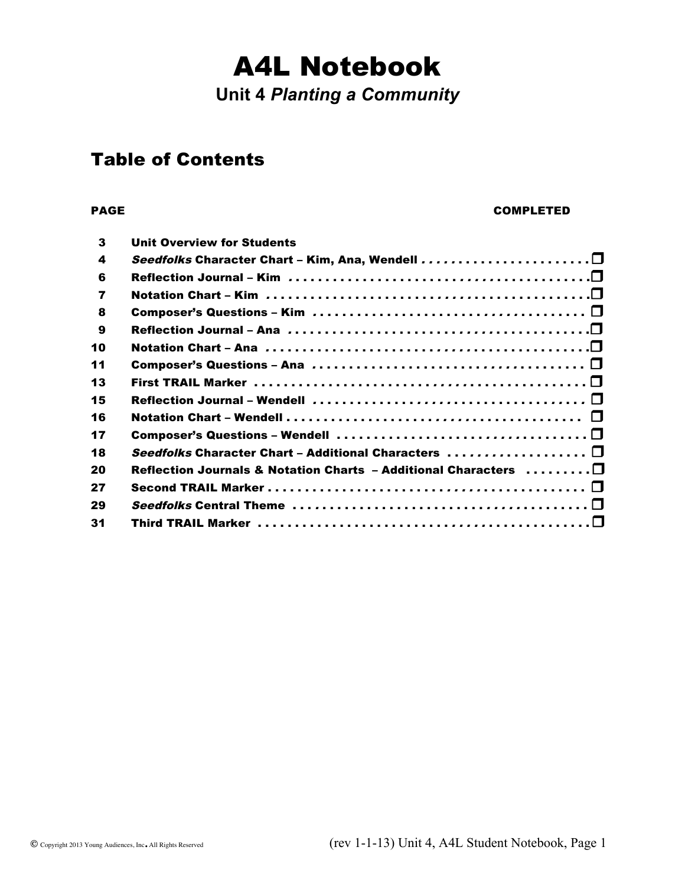# A4L Notebook

## Unit 4 *Planting a Community*

## Table of Contents

| PAGE | | COMPLETED |
|---|---|---|
| 3 | Unit Overview for Students | |
| 4 | *Seedfolks* Character Chart – Kim, Ana, Wendell | ❒ |
| 6 | Reflection Journal – Kim | ❒ |
| 7 | Notation Chart – Kim | ❒ |
| 8 | Composer's Questions – Kim | ❒ |
| 9 | Reflection Journal – Ana | ❒ |
| 10 | Notation Chart – Ana | ❒ |
| 11 | Composer's Questions – Ana | ❒ |
| 13 | First TRAIL Marker | ❒ |
| 15 | Reflection Journal – Wendell | ❒ |
| 16 | Notation Chart – Wendell | ❒ |
| 17 | Composer's Questions – Wendell | ❒ |
| 18 | *Seedfolks* Character Chart – Additional Characters | ❒ |
| 20 | Reflection Journals & Notation Charts – Additional Characters | ❒ |
| 27 | Second TRAIL Marker | ❒ |
| 29 | *Seedfolks* Central Theme | ❒ |
| 31 | Third TRAIL Marker | ❒ |

© Copyright 2013 Young Audiences, Inc. All Rights Reserved

(rev 1-1-13) Unit 4, A4L Student Notebook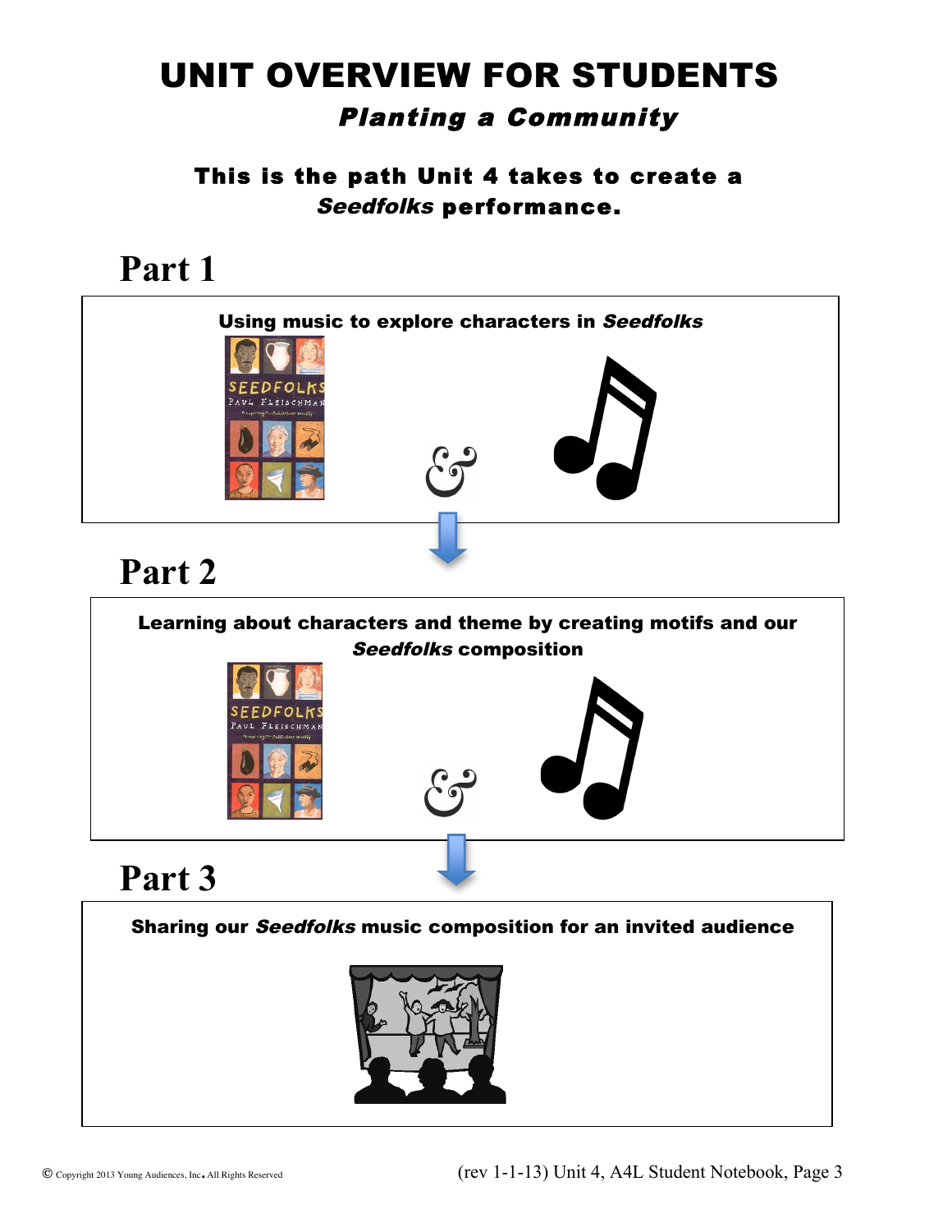# UNIT OVERVIEW FOR STUDENTS

## *Planting a Community*

### This is the path Unit 4 takes to create a *Seedfolks* performance.

## Part 1

**Using music to explore characters in *Seedfolks***

&

## Part 2

**Learning about characters and theme by creating motifs and our *Seedfolks* composition**

&

## Part 3

**Sharing our *Seedfolks* music composition for an invited audience**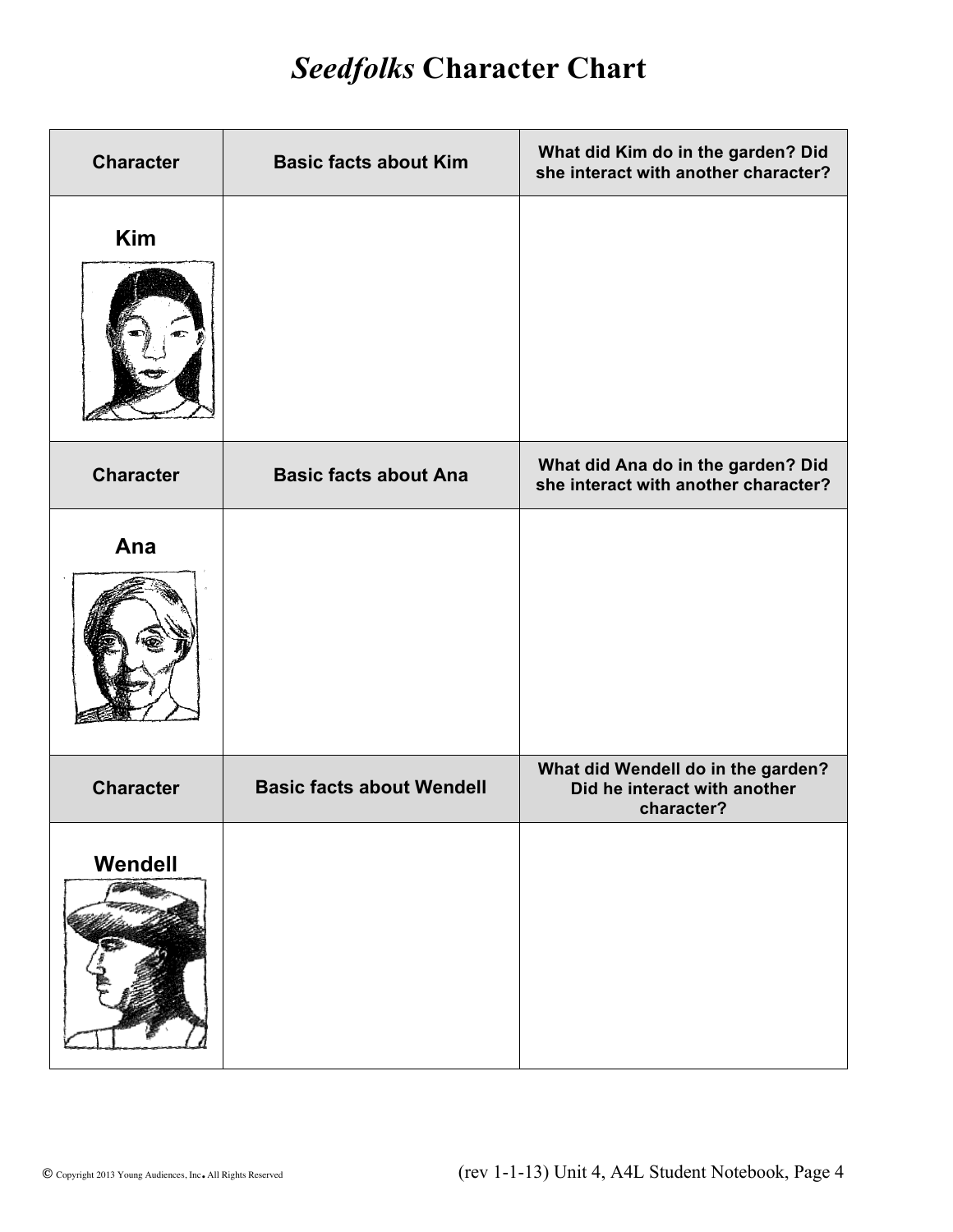# *Seedfolks* Character Chart

| Character | Basic facts about Kim | What did Kim do in the garden? Did she interact with another character? |
|---|---|---|
| Kim | | |
| **Character** | **Basic facts about Ana** | **What did Ana do in the garden? Did she interact with another character?** |
| Ana | | |
| **Character** | **Basic facts about Wendell** | **What did Wendell do in the garden? Did he interact with another character?** |
| Wendell | | |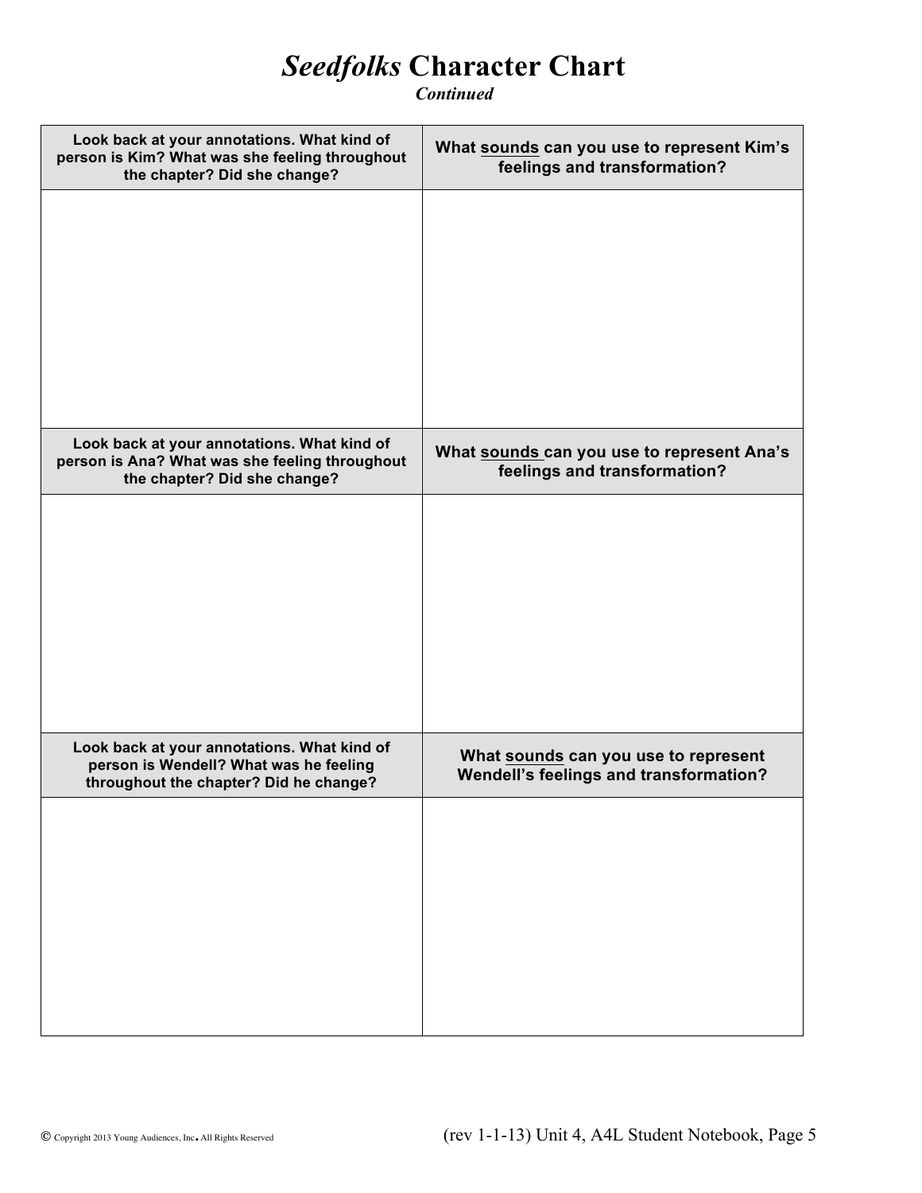# *Seedfolks* Character Chart

***Continued***

| Look back at your annotations. What kind of person is Kim? What was she feeling throughout the chapter? Did she change? | What sounds can you use to represent Kim's feelings and transformation? |
| --- | --- |
| | |
| **Look back at your annotations. What kind of person is Ana? What was she feeling throughout the chapter? Did she change?** | **What sounds can you use to represent Ana's feelings and transformation?** |
| | |
| **Look back at your annotations. What kind of person is Wendell? What was he feeling throughout the chapter? Did he change?** | **What sounds can you use to represent Wendell's feelings and transformation?** |
| | |

© Copyright 2013 Young Audiences, Inc. All Rights Reserved (rev 1-1-13) Unit 4, A4L Student Notebook, Page 5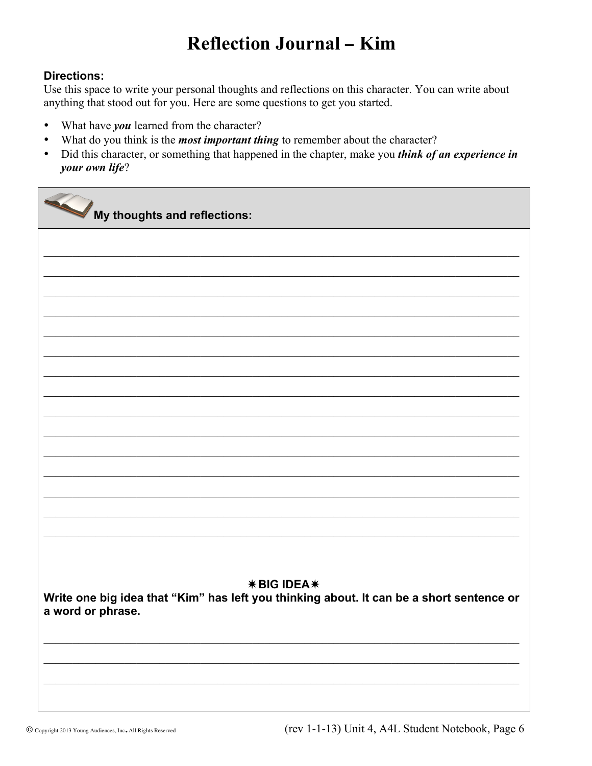# Reflection Journal – Kim

**Directions:**
Use this space to write your personal thoughts and reflections on this character. You can write about anything that stood out for you. Here are some questions to get you started.

- What have ***you*** learned from the character?
- What do you think is the ***most important thing*** to remember about the character?
- Did this character, or something that happened in the chapter, make you ***think of an experience in your own life***?

**My thoughts and reflections:**

_______________________________________________________________________________

_______________________________________________________________________________

_______________________________________________________________________________

_______________________________________________________________________________

_______________________________________________________________________________

_______________________________________________________________________________

_______________________________________________________________________________

_______________________________________________________________________________

_______________________________________________________________________________

_______________________________________________________________________________

_______________________________________________________________________________

_______________________________________________________________________________

_______________________________________________________________________________

_______________________________________________________________________________

_______________________________________________________________________________

**✷BIG IDEA✷**

**Write one big idea that "Kim" has left you thinking about. It can be a short sentence or a word or phrase.**

_______________________________________________________________________________

_______________________________________________________________________________

_______________________________________________________________________________

© Copyright 2013 Young Audiences, Inc. All Rights Reserved (rev 1-1-13) Unit 4, A4L Student Notebook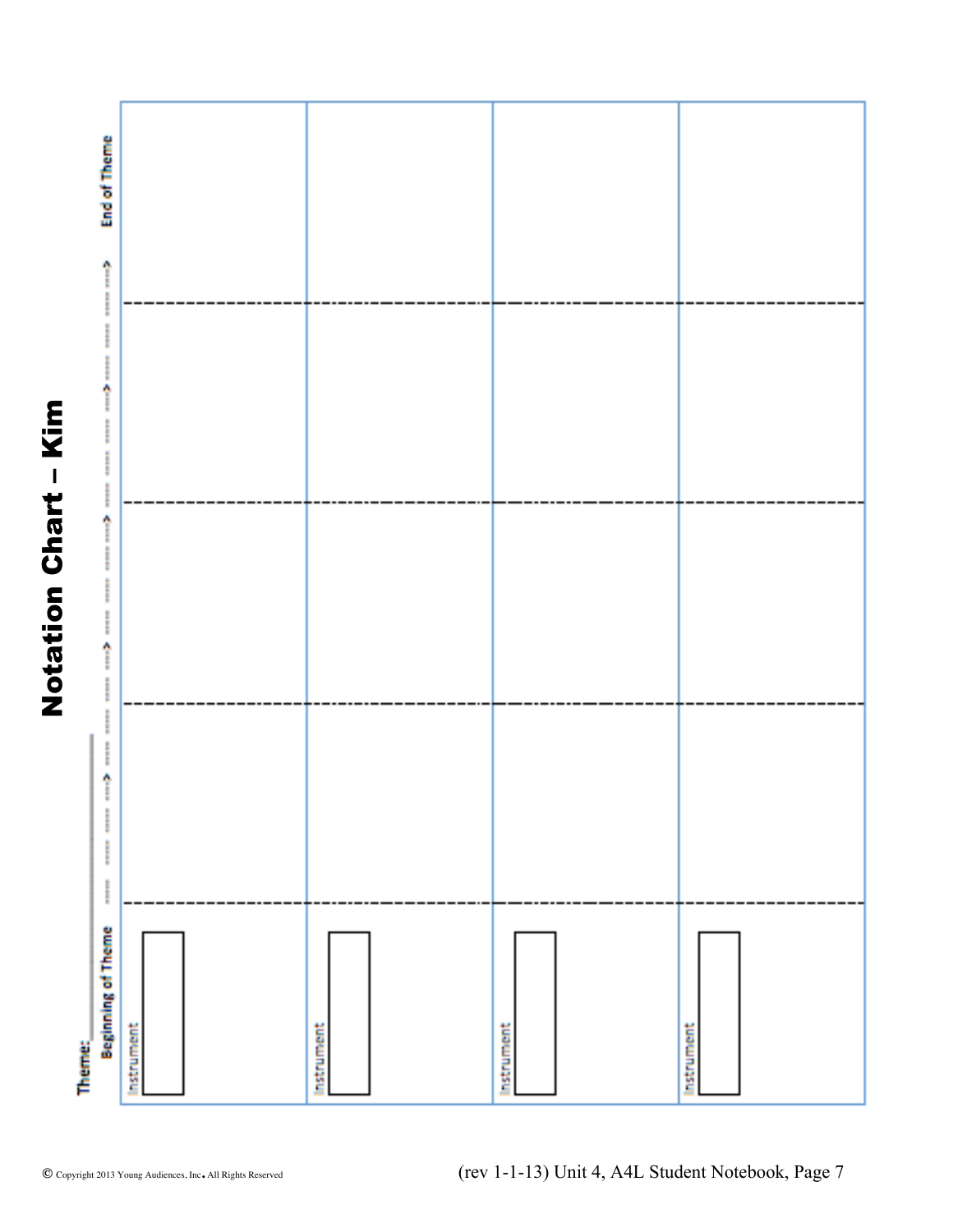# Notation Chart – Kim

Theme: ________________

| Beginning of Theme ----- ----- ----- -----> | ----- ----- ----- -----> | ----- ----- ----- -----> | ----- ----- ----- -----> End of Theme |
|---|---|---|---|
| Instrument | | | |
| Instrument | | | |
| Instrument | | | |
| Instrument | | | |

© Copyright 2013 Young Audiences, Inc. All Rights Reserved

(rev 1-1-13) Unit 4, A4L Student Notebook, Page 7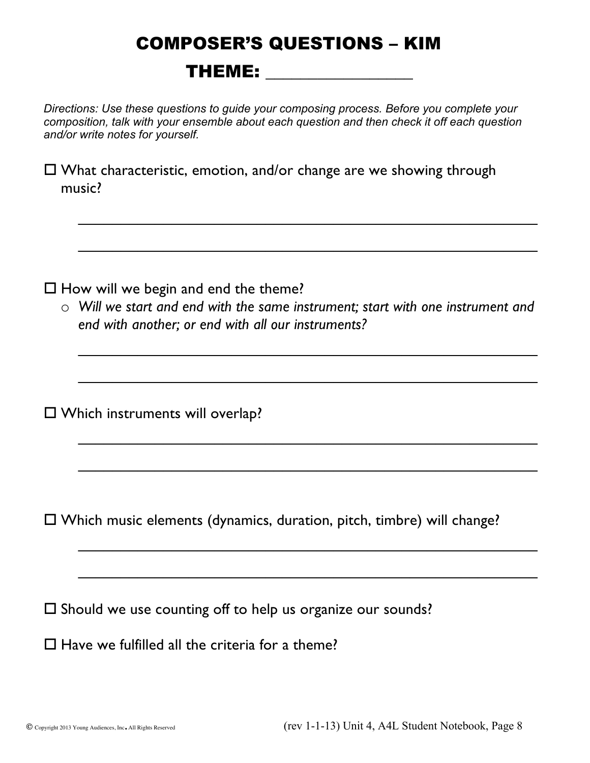# COMPOSER'S QUESTIONS – KIM

## THEME: _______________

*Directions: Use these questions to guide your composing process. Before you complete your composition, talk with your ensemble about each question and then check it off each question and/or write notes for yourself.*

☐ What characteristic, emotion, and/or change are we showing through music?

_______________________________________________________

_______________________________________________________

☐ How will we begin and end the theme?

- *Will we start and end with the same instrument; start with one instrument and end with another; or end with all our instruments?*

_______________________________________________________

_______________________________________________________

☐ Which instruments will overlap?

_______________________________________________________

_______________________________________________________

☐ Which music elements (dynamics, duration, pitch, timbre) will change?

_______________________________________________________

_______________________________________________________

☐ Should we use counting off to help us organize our sounds?

☐ Have we fulfilled all the criteria for a theme?

© Copyright 2013 Young Audiences, Inc. All Rights Reserved (rev 1-1-13) Unit 4, A4L Student Notebook, Page 8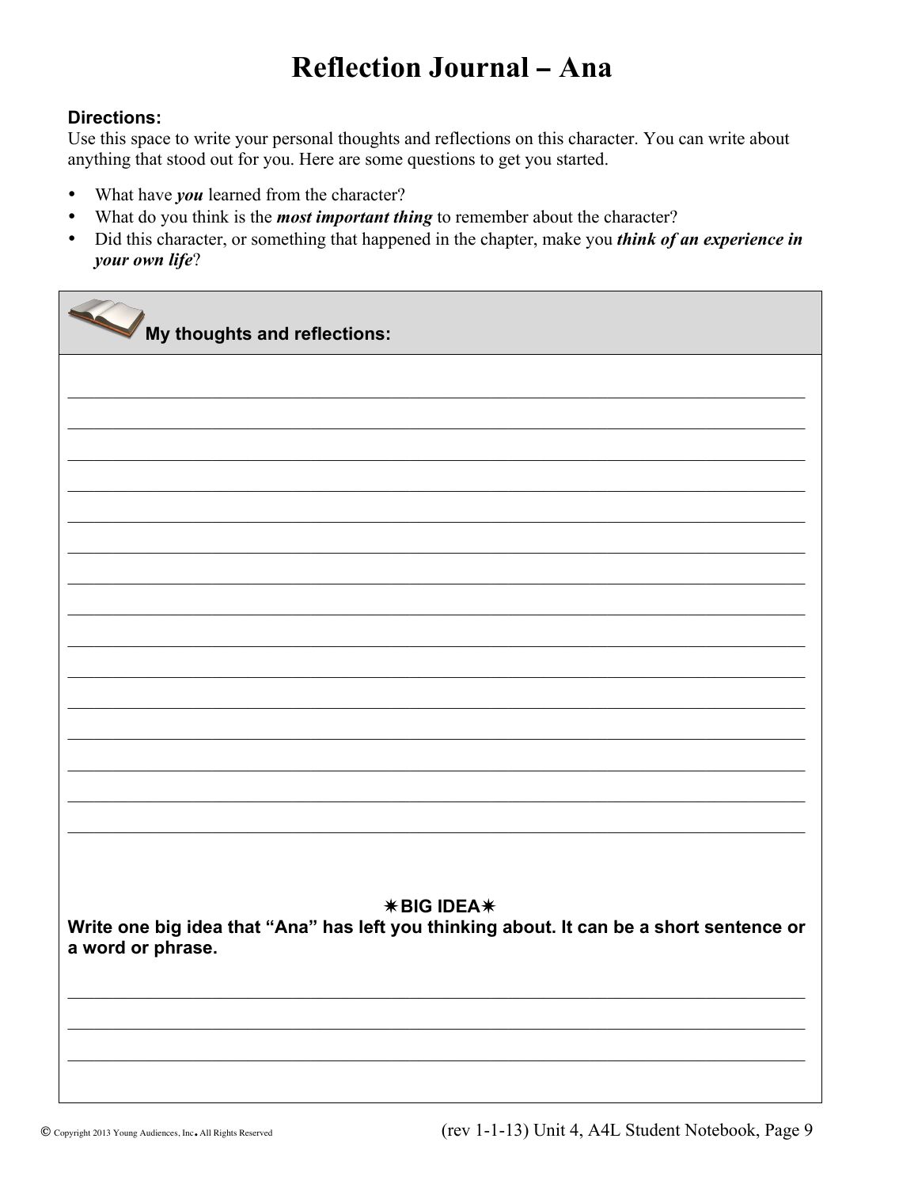# Reflection Journal – Ana

**Directions:**
Use this space to write your personal thoughts and reflections on this character. You can write about anything that stood out for you. Here are some questions to get you started.

- What have ***you*** learned from the character?
- What do you think is the ***most important thing*** to remember about the character?
- Did this character, or something that happened in the chapter, make you ***think of an experience in your own life***?

**My thoughts and reflections:**

_______________________________________________

_______________________________________________

_______________________________________________

_______________________________________________

_______________________________________________

_______________________________________________

_______________________________________________

_______________________________________________

_______________________________________________

_______________________________________________

_______________________________________________

_______________________________________________

_______________________________________________

_______________________________________________

_______________________________________________

**✷BIG IDEA✷**

**Write one big idea that "Ana" has left you thinking about. It can be a short sentence or a word or phrase.**

_______________________________________________

_______________________________________________

_______________________________________________

© Copyright 2013 Young Audiences, Inc. All Rights Reserved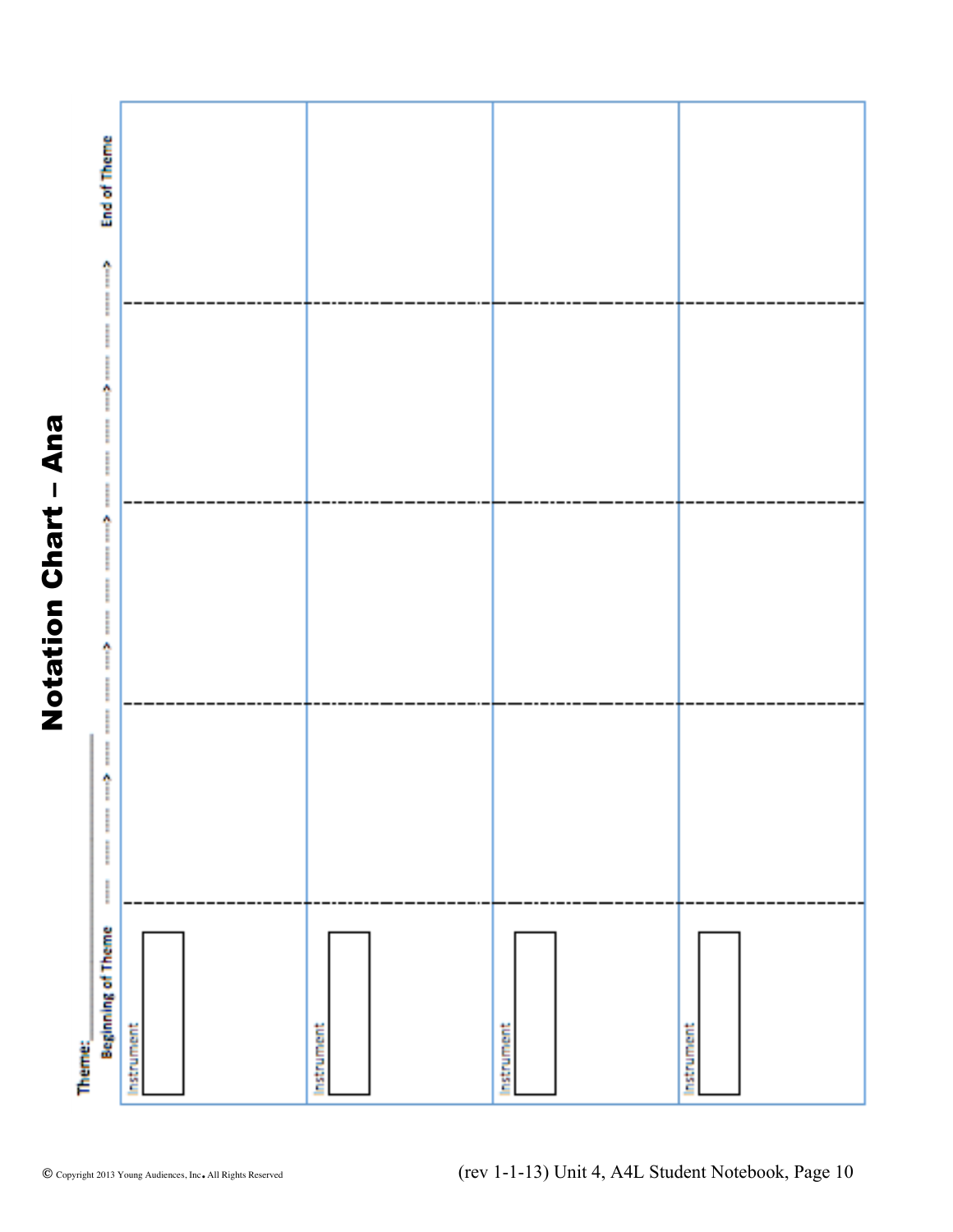# Notation Chart – Ana

Theme:\_\_\_\_\_\_\_\_\_\_\_\_\_\_

| Beginning of Theme ----- ----- ----- ----> | ----- ----- ----- ----> | ----- ----- ----- ----> | ----- ----- ----- ----> End of Theme |
|---|---|---|---|
| Instrument | | | |
| Instrument | | | |
| Instrument | | | |
| Instrument | | | |

© Copyright 2013 Young Audiences, Inc. All Rights Reserved

(rev 1-1-13) Unit 4, A4L Student Notebook, Page 10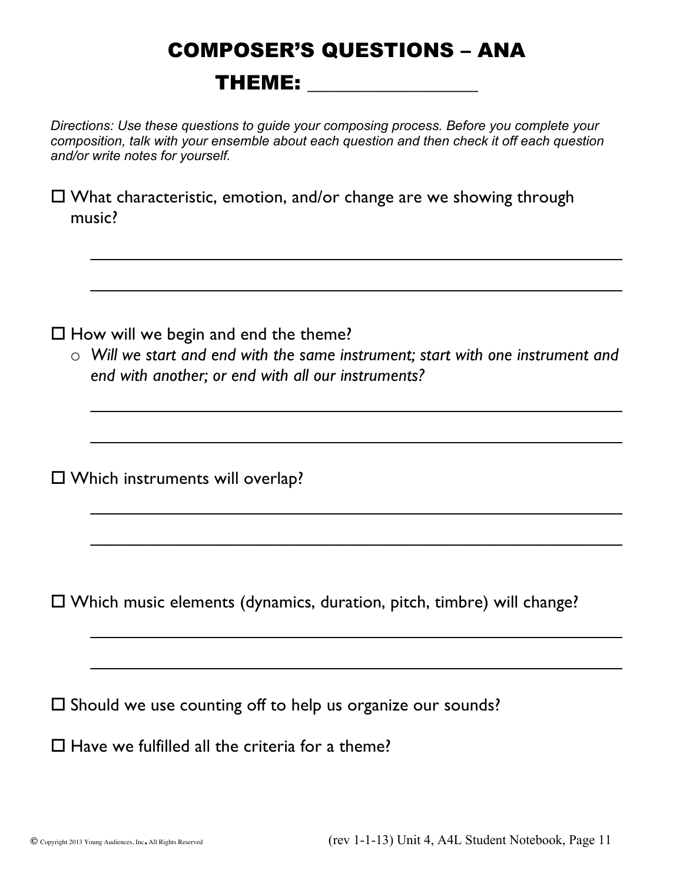# COMPOSER'S QUESTIONS – ANA

## THEME: ________________

*Directions: Use these questions to guide your composing process. Before you complete your composition, talk with your ensemble about each question and then check it off each question and/or write notes for yourself.*

☐ What characteristic, emotion, and/or change are we showing through music?

______________________________________________________________

______________________________________________________________

☐ How will we begin and end the theme?

- *Will we start and end with the same instrument; start with one instrument and end with another; or end with all our instruments?*

______________________________________________________________

______________________________________________________________

☐ Which instruments will overlap?

______________________________________________________________

______________________________________________________________

☐ Which music elements (dynamics, duration, pitch, timbre) will change?

______________________________________________________________

______________________________________________________________

☐ Should we use counting off to help us organize our sounds?

☐ Have we fulfilled all the criteria for a theme?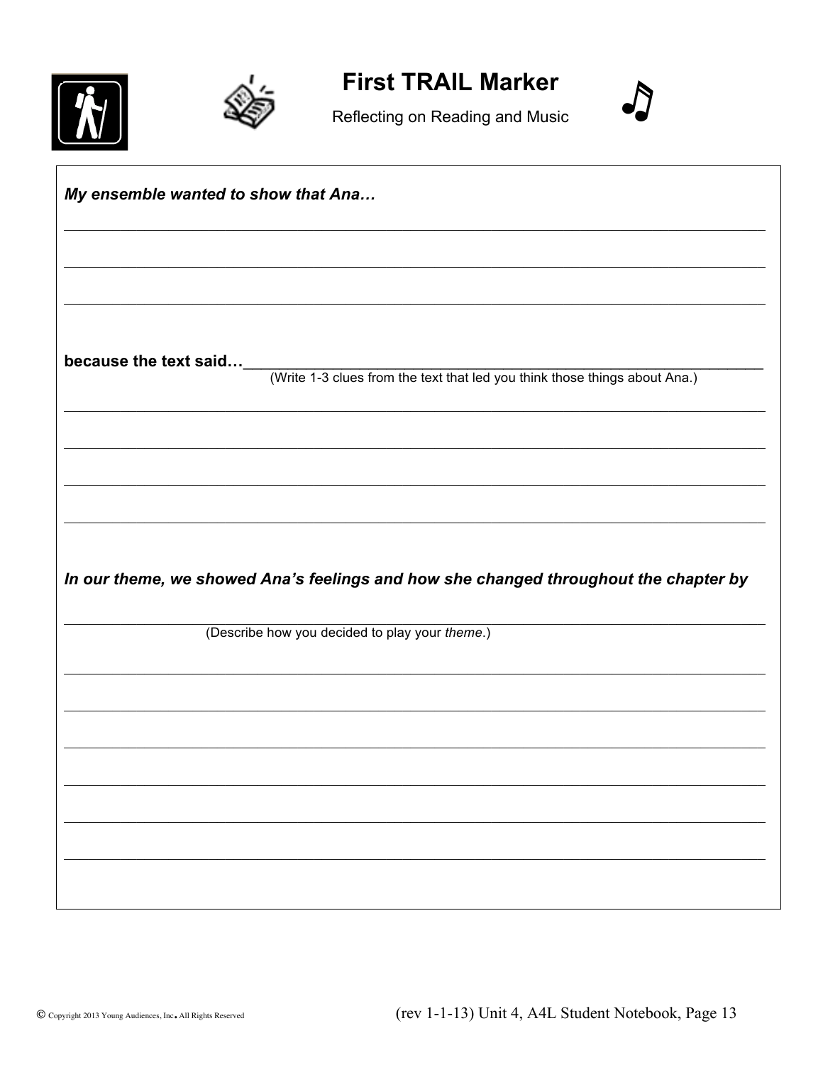# First TRAIL Marker

Reflecting on Reading and Music

***My ensemble wanted to show that Ana…***

\_\_\_\_\_\_\_\_\_\_\_\_\_\_\_\_\_\_\_\_\_\_\_\_\_\_\_\_\_\_\_\_\_\_\_\_\_\_\_\_\_\_\_\_\_\_\_\_\_\_\_\_\_\_\_\_\_\_\_\_\_\_\_\_\_\_\_\_\_\_\_\_\_\_\_\_

\_\_\_\_\_\_\_\_\_\_\_\_\_\_\_\_\_\_\_\_\_\_\_\_\_\_\_\_\_\_\_\_\_\_\_\_\_\_\_\_\_\_\_\_\_\_\_\_\_\_\_\_\_\_\_\_\_\_\_\_\_\_\_\_\_\_\_\_\_\_\_\_\_\_\_\_

\_\_\_\_\_\_\_\_\_\_\_\_\_\_\_\_\_\_\_\_\_\_\_\_\_\_\_\_\_\_\_\_\_\_\_\_\_\_\_\_\_\_\_\_\_\_\_\_\_\_\_\_\_\_\_\_\_\_\_\_\_\_\_\_\_\_\_\_\_\_\_\_\_\_\_\_

**because the text said…**\_\_\_\_\_\_\_\_\_\_\_\_\_\_\_\_\_\_\_\_\_\_\_\_\_\_\_\_\_\_\_\_\_\_\_\_\_\_\_\_\_\_\_\_\_\_\_\_\_\_\_\_\_\_\_\_\_

(Write 1-3 clues from the text that led you think those things about Ana.)

\_\_\_\_\_\_\_\_\_\_\_\_\_\_\_\_\_\_\_\_\_\_\_\_\_\_\_\_\_\_\_\_\_\_\_\_\_\_\_\_\_\_\_\_\_\_\_\_\_\_\_\_\_\_\_\_\_\_\_\_\_\_\_\_\_\_\_\_\_\_\_\_\_\_\_\_

\_\_\_\_\_\_\_\_\_\_\_\_\_\_\_\_\_\_\_\_\_\_\_\_\_\_\_\_\_\_\_\_\_\_\_\_\_\_\_\_\_\_\_\_\_\_\_\_\_\_\_\_\_\_\_\_\_\_\_\_\_\_\_\_\_\_\_\_\_\_\_\_\_\_\_\_

\_\_\_\_\_\_\_\_\_\_\_\_\_\_\_\_\_\_\_\_\_\_\_\_\_\_\_\_\_\_\_\_\_\_\_\_\_\_\_\_\_\_\_\_\_\_\_\_\_\_\_\_\_\_\_\_\_\_\_\_\_\_\_\_\_\_\_\_\_\_\_\_\_\_\_\_

\_\_\_\_\_\_\_\_\_\_\_\_\_\_\_\_\_\_\_\_\_\_\_\_\_\_\_\_\_\_\_\_\_\_\_\_\_\_\_\_\_\_\_\_\_\_\_\_\_\_\_\_\_\_\_\_\_\_\_\_\_\_\_\_\_\_\_\_\_\_\_\_\_\_\_\_

***In our theme, we showed Ana's feelings and how she changed throughout the chapter by***

\_\_\_\_\_\_\_\_\_\_\_\_\_\_\_\_\_\_\_\_\_\_\_\_\_\_\_\_\_\_\_\_\_\_\_\_\_\_\_\_\_\_\_\_\_\_\_\_\_\_\_\_\_\_\_\_\_\_\_\_\_\_\_\_\_\_\_\_\_\_\_\_\_\_\_\_

(Describe how you decided to play your *theme*.)

\_\_\_\_\_\_\_\_\_\_\_\_\_\_\_\_\_\_\_\_\_\_\_\_\_\_\_\_\_\_\_\_\_\_\_\_\_\_\_\_\_\_\_\_\_\_\_\_\_\_\_\_\_\_\_\_\_\_\_\_\_\_\_\_\_\_\_\_\_\_\_\_\_\_\_\_

\_\_\_\_\_\_\_\_\_\_\_\_\_\_\_\_\_\_\_\_\_\_\_\_\_\_\_\_\_\_\_\_\_\_\_\_\_\_\_\_\_\_\_\_\_\_\_\_\_\_\_\_\_\_\_\_\_\_\_\_\_\_\_\_\_\_\_\_\_\_\_\_\_\_\_\_

\_\_\_\_\_\_\_\_\_\_\_\_\_\_\_\_\_\_\_\_\_\_\_\_\_\_\_\_\_\_\_\_\_\_\_\_\_\_\_\_\_\_\_\_\_\_\_\_\_\_\_\_\_\_\_\_\_\_\_\_\_\_\_\_\_\_\_\_\_\_\_\_\_\_\_\_

\_\_\_\_\_\_\_\_\_\_\_\_\_\_\_\_\_\_\_\_\_\_\_\_\_\_\_\_\_\_\_\_\_\_\_\_\_\_\_\_\_\_\_\_\_\_\_\_\_\_\_\_\_\_\_\_\_\_\_\_\_\_\_\_\_\_\_\_\_\_\_\_\_\_\_\_

\_\_\_\_\_\_\_\_\_\_\_\_\_\_\_\_\_\_\_\_\_\_\_\_\_\_\_\_\_\_\_\_\_\_\_\_\_\_\_\_\_\_\_\_\_\_\_\_\_\_\_\_\_\_\_\_\_\_\_\_\_\_\_\_\_\_\_\_\_\_\_\_\_\_\_\_

\_\_\_\_\_\_\_\_\_\_\_\_\_\_\_\_\_\_\_\_\_\_\_\_\_\_\_\_\_\_\_\_\_\_\_\_\_\_\_\_\_\_\_\_\_\_\_\_\_\_\_\_\_\_\_\_\_\_\_\_\_\_\_\_\_\_\_\_\_\_\_\_\_\_\_\_

© Copyright 2013 Young Audiences, Inc. All Rights Reserved

(rev 1-1-13) Unit 4, A4L Student Notebook, Page 13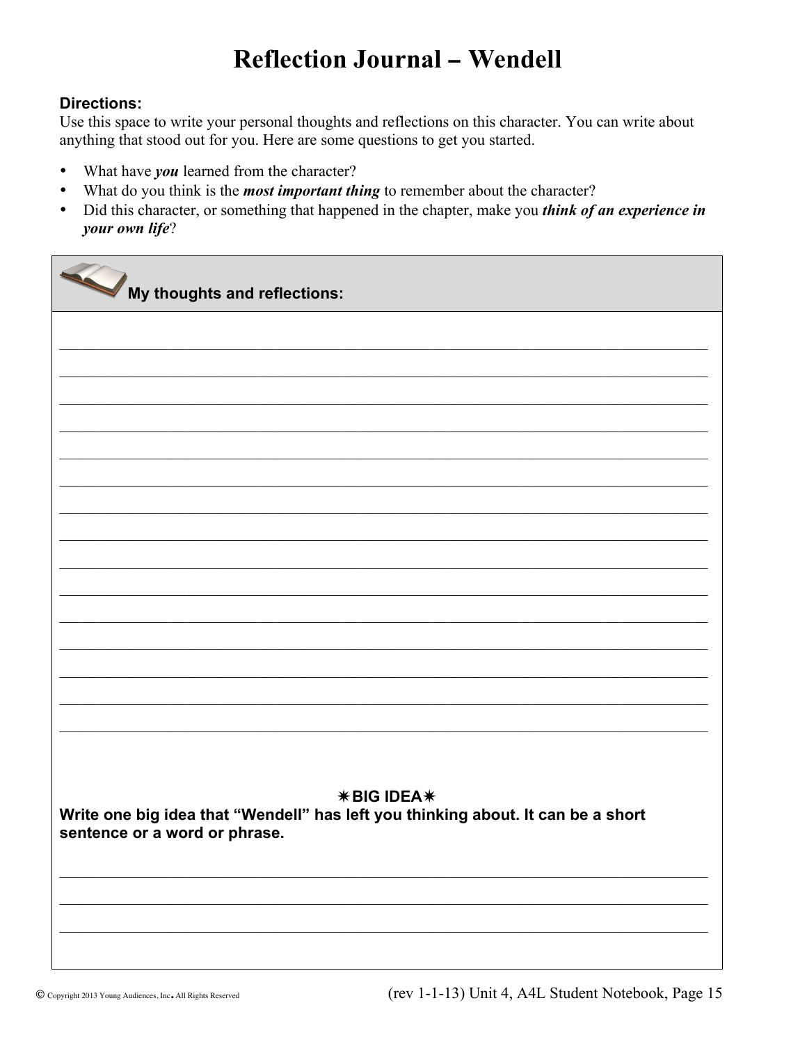# Reflection Journal – Wendell

**Directions:**
Use this space to write your personal thoughts and reflections on this character. You can write about anything that stood out for you. Here are some questions to get you started.

- What have ***you*** learned from the character?
- What do you think is the ***most important thing*** to remember about the character?
- Did this character, or something that happened in the chapter, make you ***think of an experience in your own life***?

**My thoughts and reflections:**

______________________________________________________________________________

______________________________________________________________________________

______________________________________________________________________________

______________________________________________________________________________

______________________________________________________________________________

______________________________________________________________________________

______________________________________________________________________________

______________________________________________________________________________

______________________________________________________________________________

______________________________________________________________________________

______________________________________________________________________________

______________________________________________________________________________

______________________________________________________________________________

______________________________________________________________________________

______________________________________________________________________________

**✷BIG IDEA✷**

**Write one big idea that "Wendell" has left you thinking about. It can be a short sentence or a word or phrase.**

______________________________________________________________________________

______________________________________________________________________________

______________________________________________________________________________

© Copyright 2013 Young Audiences, Inc. All Rights Reserved

(rev 1-1-13) Unit 4, A4L Student Notebook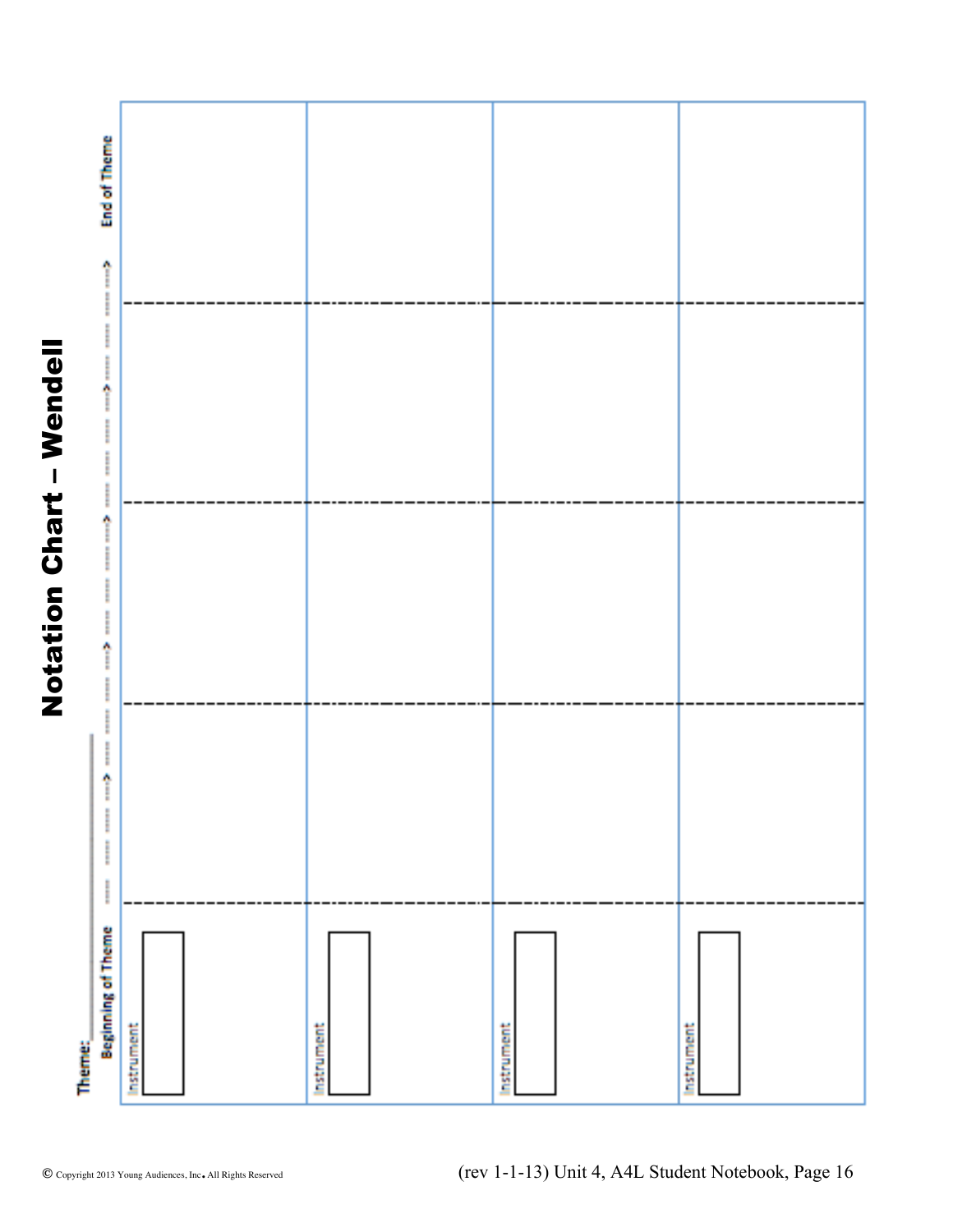# Notation Chart – Wendell

Theme:_______________

| Beginning of Theme ----- ----- -----> | ----- ----- -----> | ----- ----- -----> | ----- ----- -----> End of Theme |
| --- | --- | --- | --- |
| Instrument [ ] | | | |
| Instrument [ ] | | | |
| Instrument [ ] | | | |
| Instrument [ ] | | | |

© Copyright 2013 Young Audiences, Inc. All Rights Reserved

(rev 1-1-13) Unit 4, A4L Student Notebook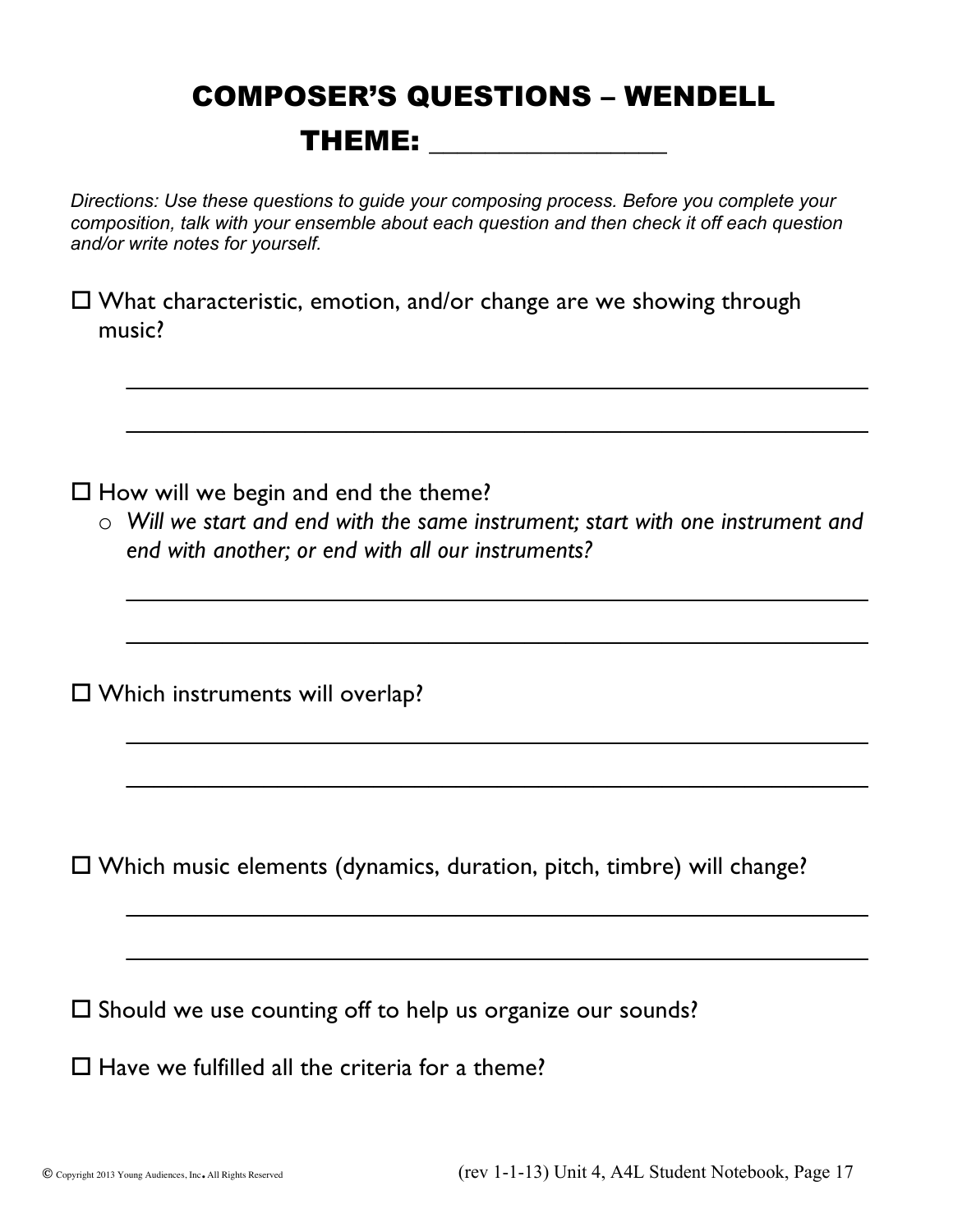# COMPOSER'S QUESTIONS – WENDELL

## THEME: ________________

*Directions: Use these questions to guide your composing process. Before you complete your composition, talk with your ensemble about each question and then check it off each question and/or write notes for yourself.*

☐ What characteristic, emotion, and/or change are we showing through music?

______________________________________________________________

______________________________________________________________

☐ How will we begin and end the theme?

- *Will we start and end with the same instrument; start with one instrument and end with another; or end with all our instruments?*

______________________________________________________________

______________________________________________________________

☐ Which instruments will overlap?

______________________________________________________________

______________________________________________________________

☐ Which music elements (dynamics, duration, pitch, timbre) will change?

______________________________________________________________

______________________________________________________________

☐ Should we use counting off to help us organize our sounds?

☐ Have we fulfilled all the criteria for a theme?

© Copyright 2013 Young Audiences, Inc. All Rights Reserved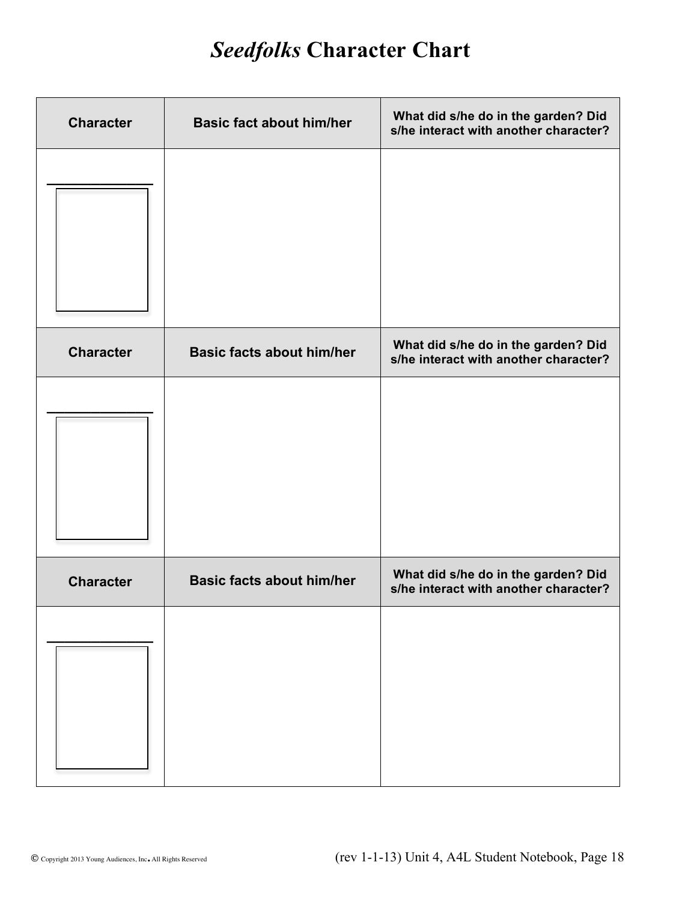# *Seedfolks* Character Chart

| Character | Basic fact about him/her | What did s/he do in the garden? Did s/he interact with another character? |
|---|---|---|
| ____________ | | |
| **Character** | **Basic facts about him/her** | **What did s/he do in the garden? Did s/he interact with another character?** |
| ____________ | | |
| **Character** | **Basic facts about him/her** | **What did s/he do in the garden? Did s/he interact with another character?** |
| ____________ | | |

© Copyright 2013 Young Audiences, Inc. All Rights Reserved (rev 1-1-13) Unit 4, A4L Student Notebook, Page 18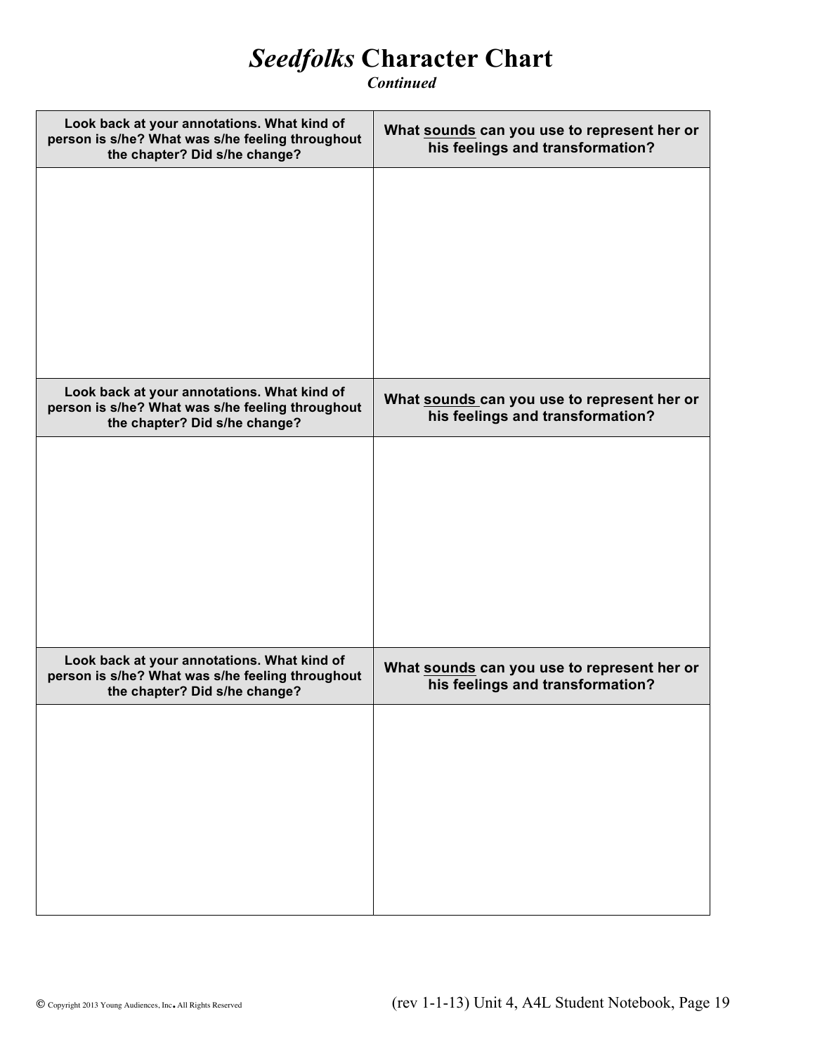# *Seedfolks* Character Chart

***Continued***

| Look back at your annotations. What kind of person is s/he? What was s/he feeling throughout the chapter? Did s/he change? | What sounds can you use to represent her or his feelings and transformation? |
|---|---|
| | |

| Look back at your annotations. What kind of person is s/he? What was s/he feeling throughout the chapter? Did s/he change? | What sounds can you use to represent her or his feelings and transformation? |
|---|---|
| | |

| Look back at your annotations. What kind of person is s/he? What was s/he feeling throughout the chapter? Did s/he change? | What sounds can you use to represent her or his feelings and transformation? |
|---|---|
| | |

© Copyright 2013 Young Audiences, Inc. All Rights Reserved (rev 1-1-13) Unit 4, A4L Student Notebook, Page 19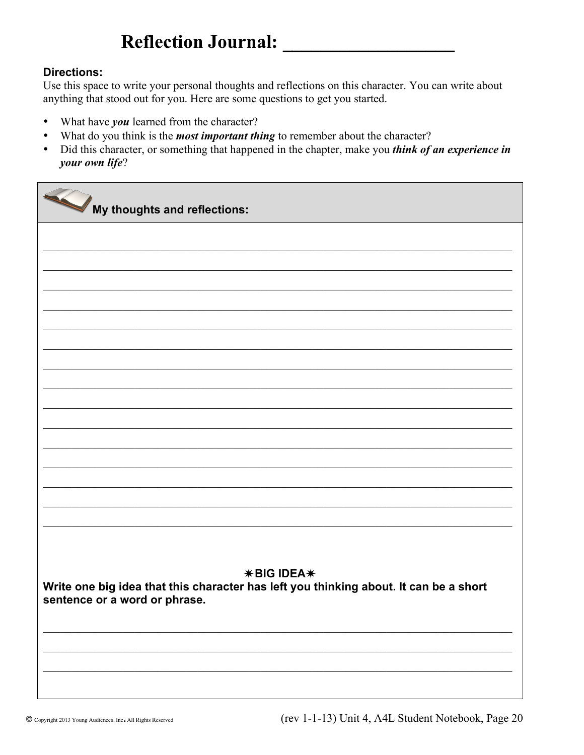# Reflection Journal: ___________________

**Directions:**
Use this space to write your personal thoughts and reflections on this character. You can write about anything that stood out for you. Here are some questions to get you started.

- What have ***you*** learned from the character?
- What do you think is the ***most important thing*** to remember about the character?
- Did this character, or something that happened in the chapter, make you ***think of an experience in your own life***?

**My thoughts and reflections:**

_______________________________________________________________________________

_______________________________________________________________________________

_______________________________________________________________________________

_______________________________________________________________________________

_______________________________________________________________________________

_______________________________________________________________________________

_______________________________________________________________________________

_______________________________________________________________________________

_______________________________________________________________________________

_______________________________________________________________________________

_______________________________________________________________________________

_______________________________________________________________________________

_______________________________________________________________________________

_______________________________________________________________________________

_______________________________________________________________________________

**✷BIG IDEA✷**

**Write one big idea that this character has left you thinking about. It can be a short sentence or a word or phrase.**

_______________________________________________________________________________

_______________________________________________________________________________

_______________________________________________________________________________

© Copyright 2013 Young Audiences, Inc. All Rights Reserved

(rev 1-1-13) Unit 4, A4L Student Notebook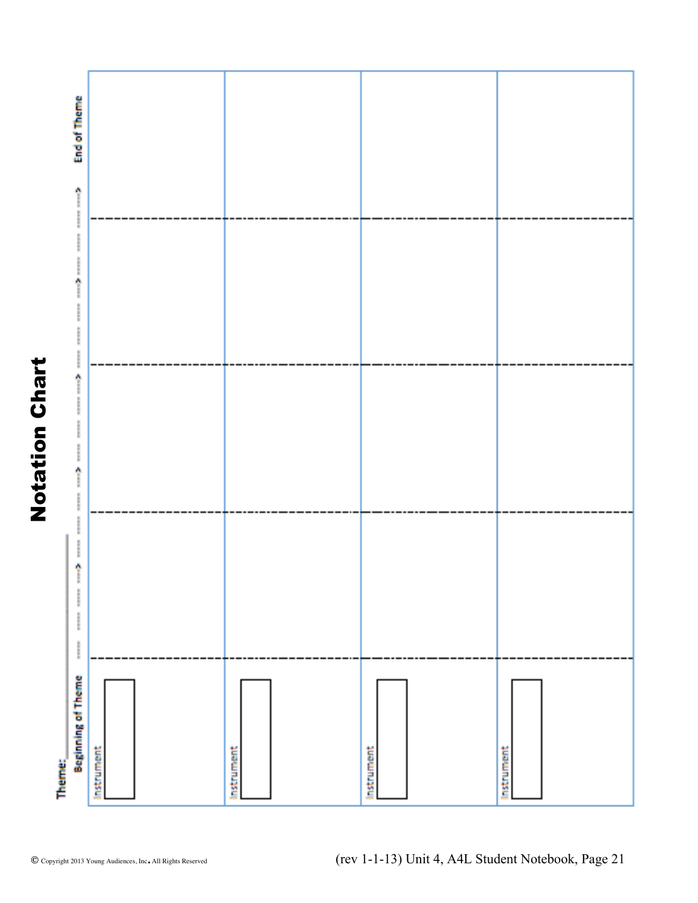# Notation Chart

Theme:________________

| Beginning of Theme ----- ----- ----- ----> | ----- ----- ----- ----> | ----- ----- ----- ----> | ----- ----- ----- ----> | End of Theme |
|---|---|---|---|---|
| Instrument | | | | |
| Instrument | | | | |
| Instrument | | | | |
| Instrument | | | | |

© Copyright 2013 Young Audiences, Inc. All Rights Reserved

(rev 1-1-13) Unit 4, A4L Student Notebook, Page 21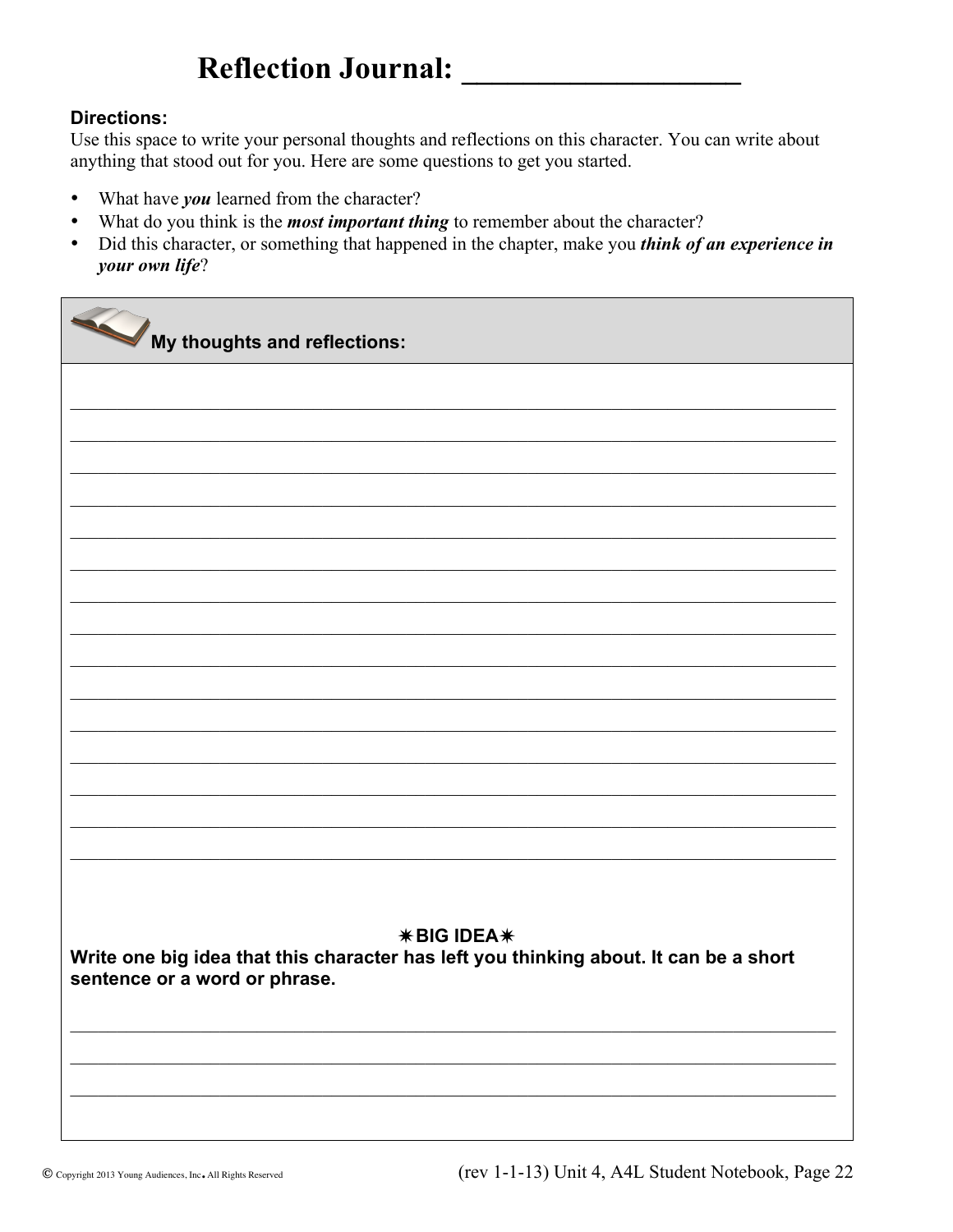# Reflection Journal: ___________________

**Directions:**
Use this space to write your personal thoughts and reflections on this character. You can write about anything that stood out for you. Here are some questions to get you started.

- What have ***you*** learned from the character?
- What do you think is the ***most important thing*** to remember about the character?
- Did this character, or something that happened in the chapter, make you ***think of an experience in your own life***?

**My thoughts and reflections:**

______________________________________________________________________________

______________________________________________________________________________

______________________________________________________________________________

______________________________________________________________________________

______________________________________________________________________________

______________________________________________________________________________

______________________________________________________________________________

______________________________________________________________________________

______________________________________________________________________________

______________________________________________________________________________

______________________________________________________________________________

______________________________________________________________________________

______________________________________________________________________________

______________________________________________________________________________

**✷BIG IDEA✷**

**Write one big idea that this character has left you thinking about. It can be a short sentence or a word or phrase.**

______________________________________________________________________________

______________________________________________________________________________

______________________________________________________________________________

© Copyright 2013 Young Audiences, Inc. All Rights Reserved

(rev 1-1-13) Unit 4, A4L Student Notebook, Page 22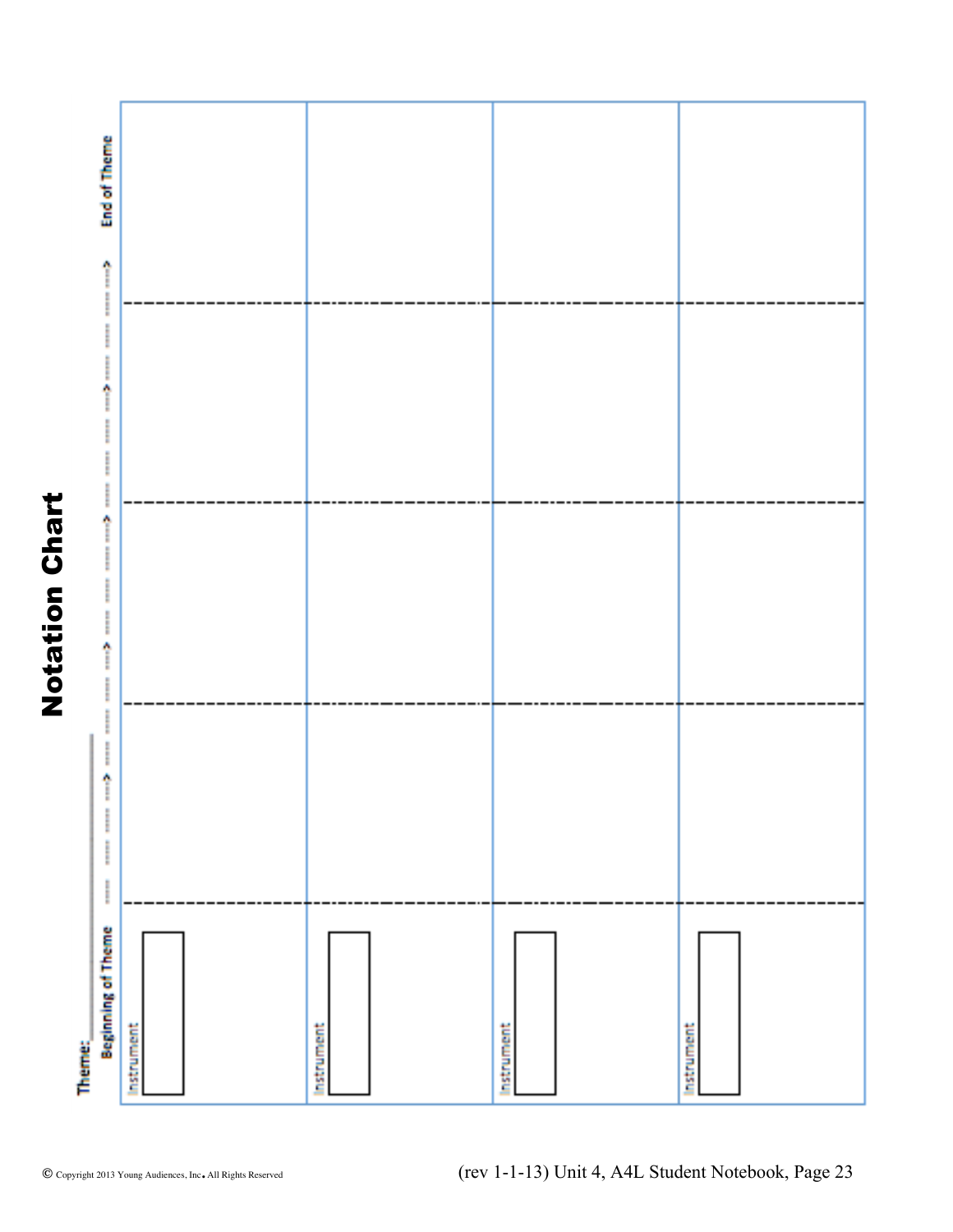# Notation Chart

Theme: ______________

| Beginning of Theme ----- ----- -----> | ----- ----- -----> ----- ----- -----> | ----- ----- -----> ----- ----- -----> | ----- -----> End of Theme |
|---|---|---|---|
| Instrument [ ] | | | |
| Instrument [ ] | | | |
| Instrument [ ] | | | |
| Instrument [ ] | | | |

© Copyright 2013 Young Audiences, Inc. All Rights Reserved

(rev 1-1-13) Unit 4, A4L Student Notebook, Page 23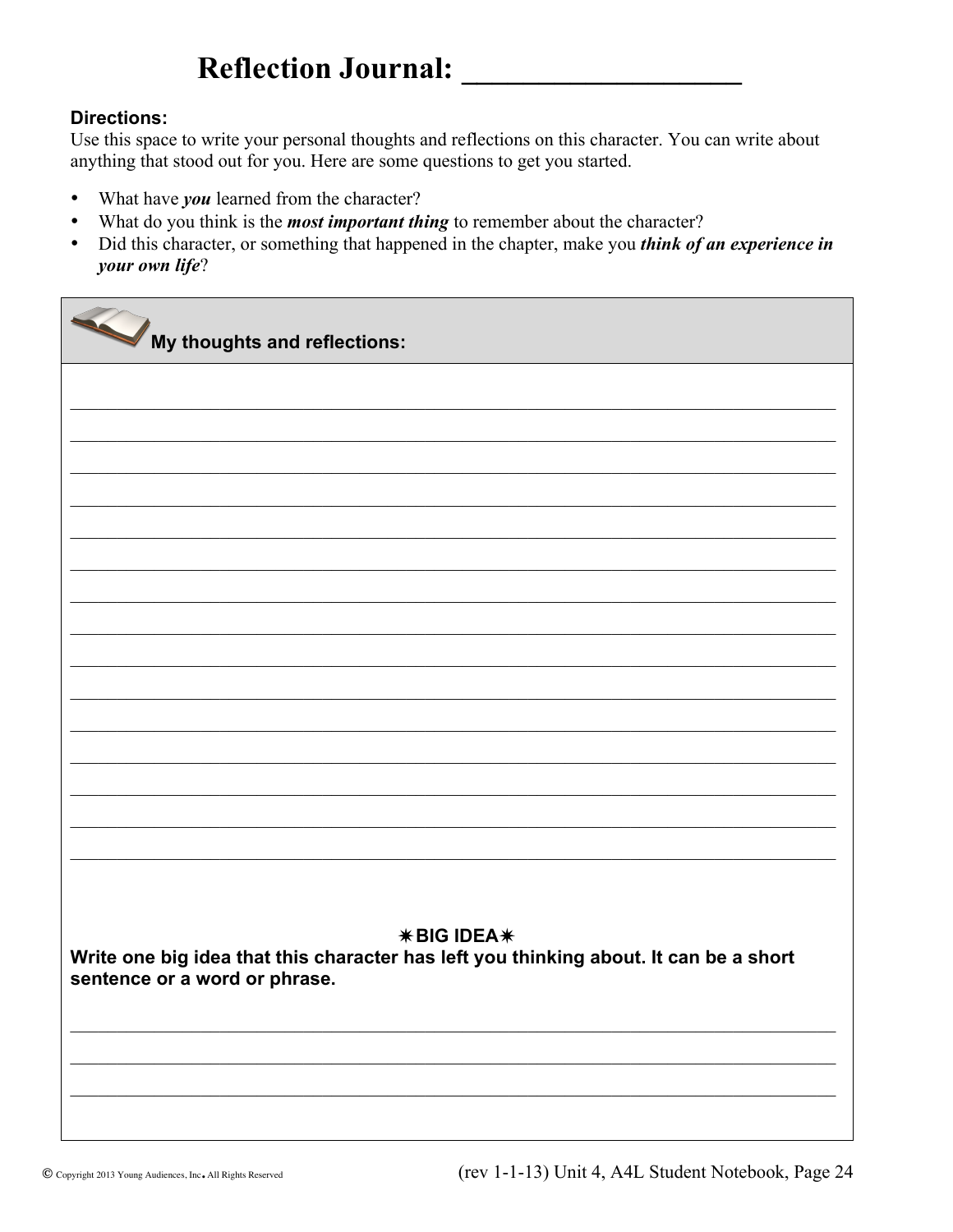# Reflection Journal: ___________________

**Directions:**
Use this space to write your personal thoughts and reflections on this character. You can write about anything that stood out for you. Here are some questions to get you started.

- What have ***you*** learned from the character?
- What do you think is the ***most important thing*** to remember about the character?
- Did this character, or something that happened in the chapter, make you ***think of an experience in your own life***?

**My thoughts and reflections:**

_______________________________________________________________________________

_______________________________________________________________________________

_______________________________________________________________________________

_______________________________________________________________________________

_______________________________________________________________________________

_______________________________________________________________________________

_______________________________________________________________________________

_______________________________________________________________________________

_______________________________________________________________________________

_______________________________________________________________________________

_______________________________________________________________________________

_______________________________________________________________________________

_______________________________________________________________________________

_______________________________________________________________________________

_______________________________________________________________________________

**✷BIG IDEA✷**

**Write one big idea that this character has left you thinking about. It can be a short sentence or a word or phrase.**

_______________________________________________________________________________

_______________________________________________________________________________

_______________________________________________________________________________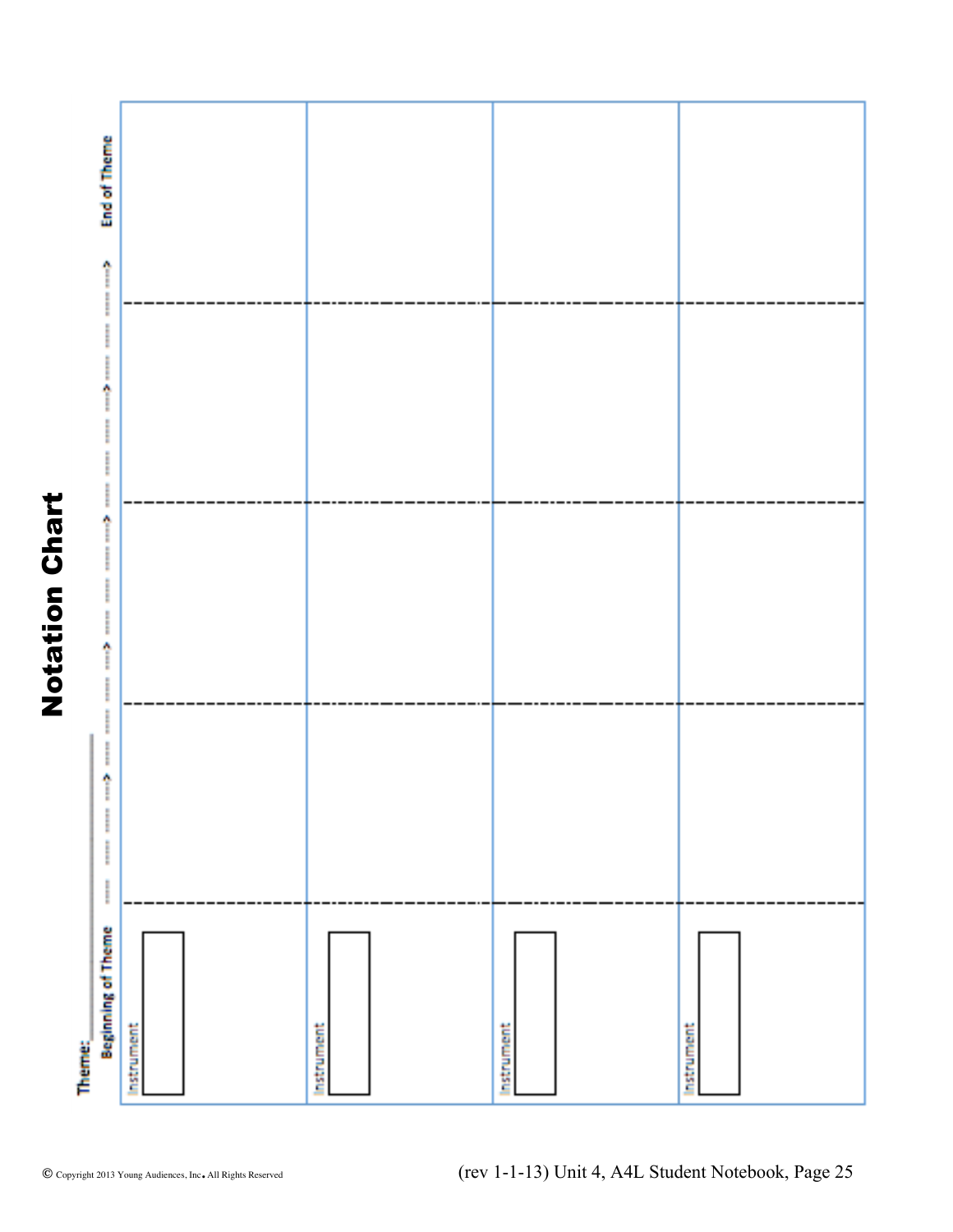# Notation Chart

Theme:_______________

| Beginning of Theme ----- ----- ----- -----> | ----- ----- ----- -----> | ----- ----- ----- -----> | ----- ----- ----- -----> End of Theme |
|---|---|---|---|
| Instrument | | | |
| Instrument | | | |
| Instrument | | | |
| Instrument | | | |

© Copyright 2013 Young Audiences, Inc. All Rights Reserved

(rev 1-1-13) Unit 4, A4L Student Notebook, Page 25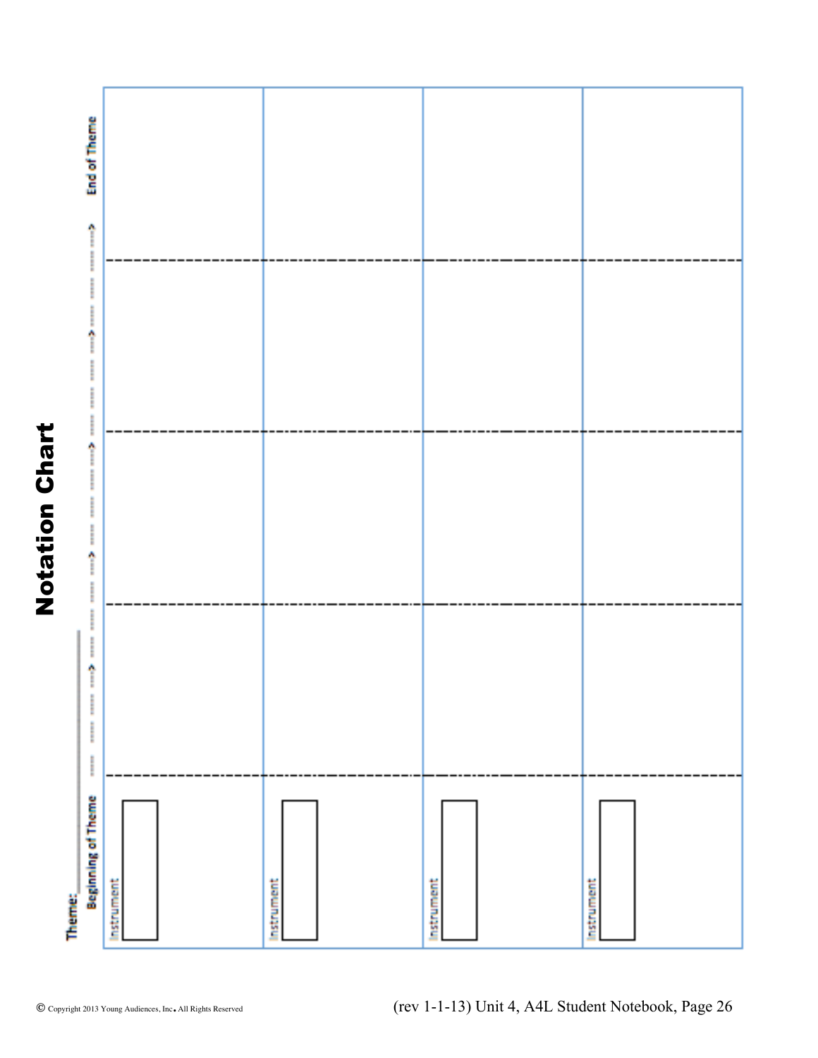# Notation Chart

Theme: ________

| Beginning of Theme ----- ----- ----- ----> | ----- ----- ----> ----- ----- ----> | ----- ----- ----> ----- ----- ----> | ----- ----- ----> | End of Theme |
|---|---|---|---|---|
| Instrument | | | | |
| Instrument | | | | |
| Instrument | | | | |
| Instrument | | | | |

© Copyright 2013 Young Audiences, Inc. All Rights Reserved

(rev 1-1-13) Unit 4, A4L Student Notebook, Page 26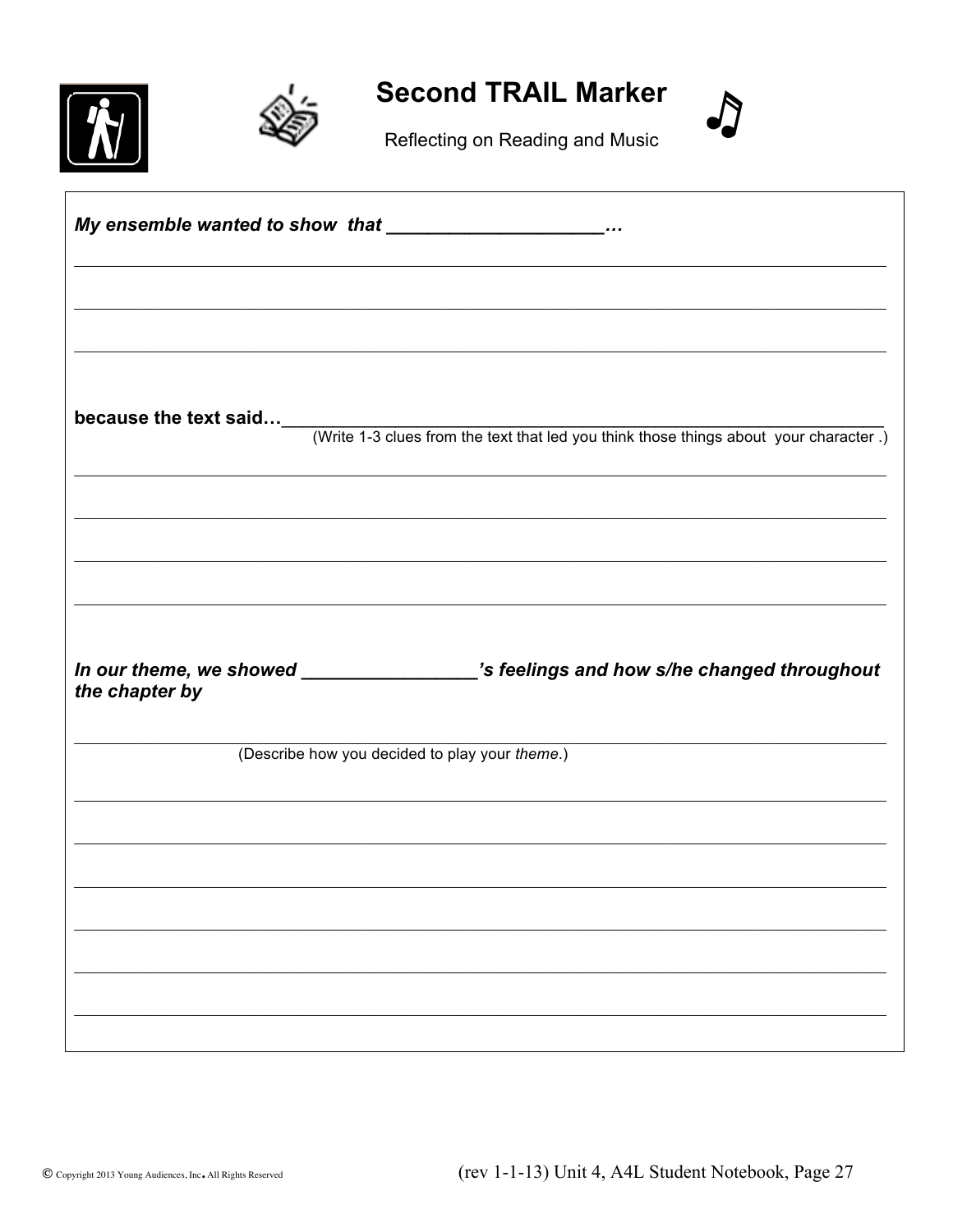# Second TRAIL Marker

Reflecting on Reading and Music

***My ensemble wanted to show that _____________________…***

___________________________________________________________________________

___________________________________________________________________________

___________________________________________________________________________

**because the text said…**___________________________________________________________
(Write 1-3 clues from the text that led you think those things about your character .)

___________________________________________________________________________

___________________________________________________________________________

___________________________________________________________________________

___________________________________________________________________________

***In our theme, we showed _________________'s feelings and how s/he changed throughout the chapter by***

___________________________________________________________________________
(Describe how you decided to play your *theme*.)

___________________________________________________________________________

___________________________________________________________________________

___________________________________________________________________________

___________________________________________________________________________

___________________________________________________________________________

___________________________________________________________________________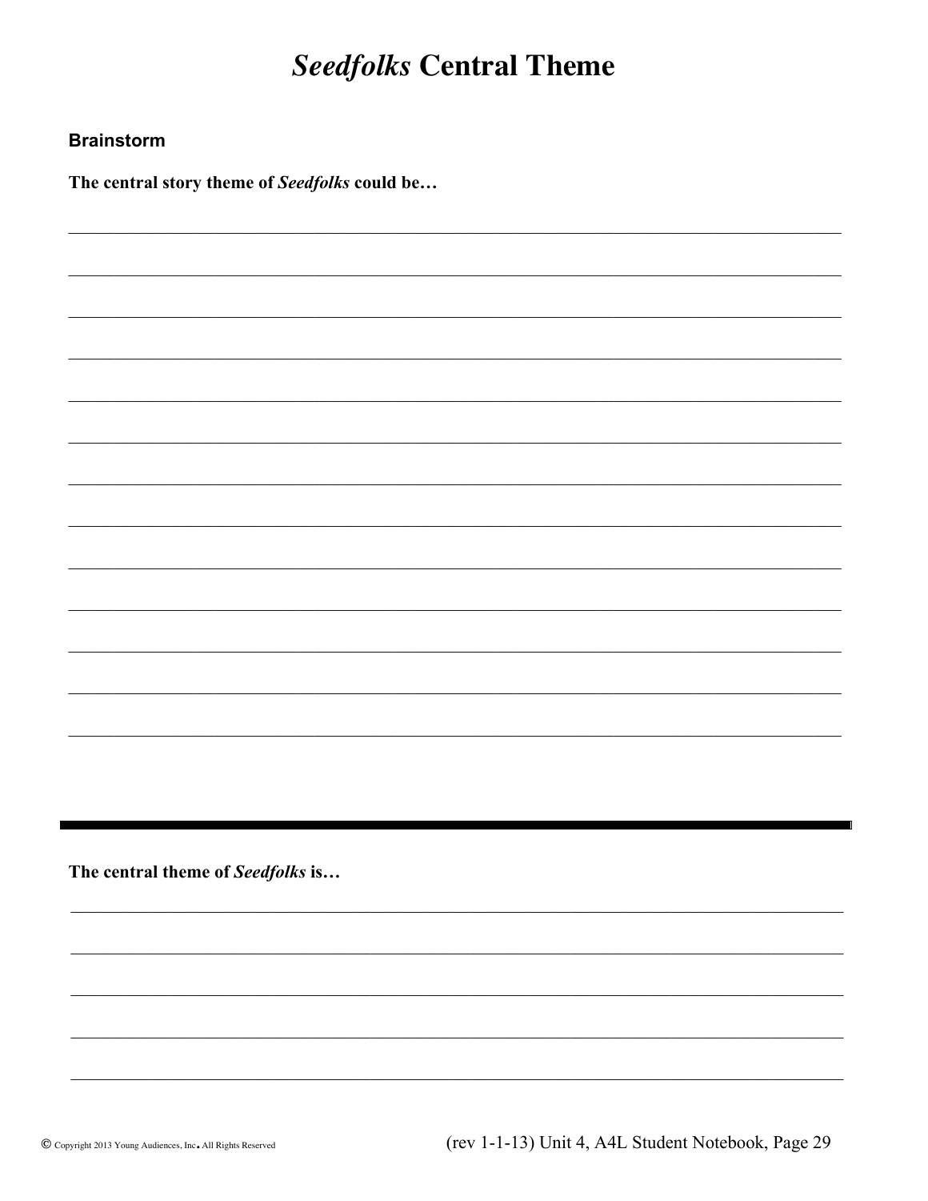# *Seedfolks* Central Theme

**Brainstorm**

**The central story theme of *Seedfolks* could be…**

---

**The central theme of *Seedfolks* is…**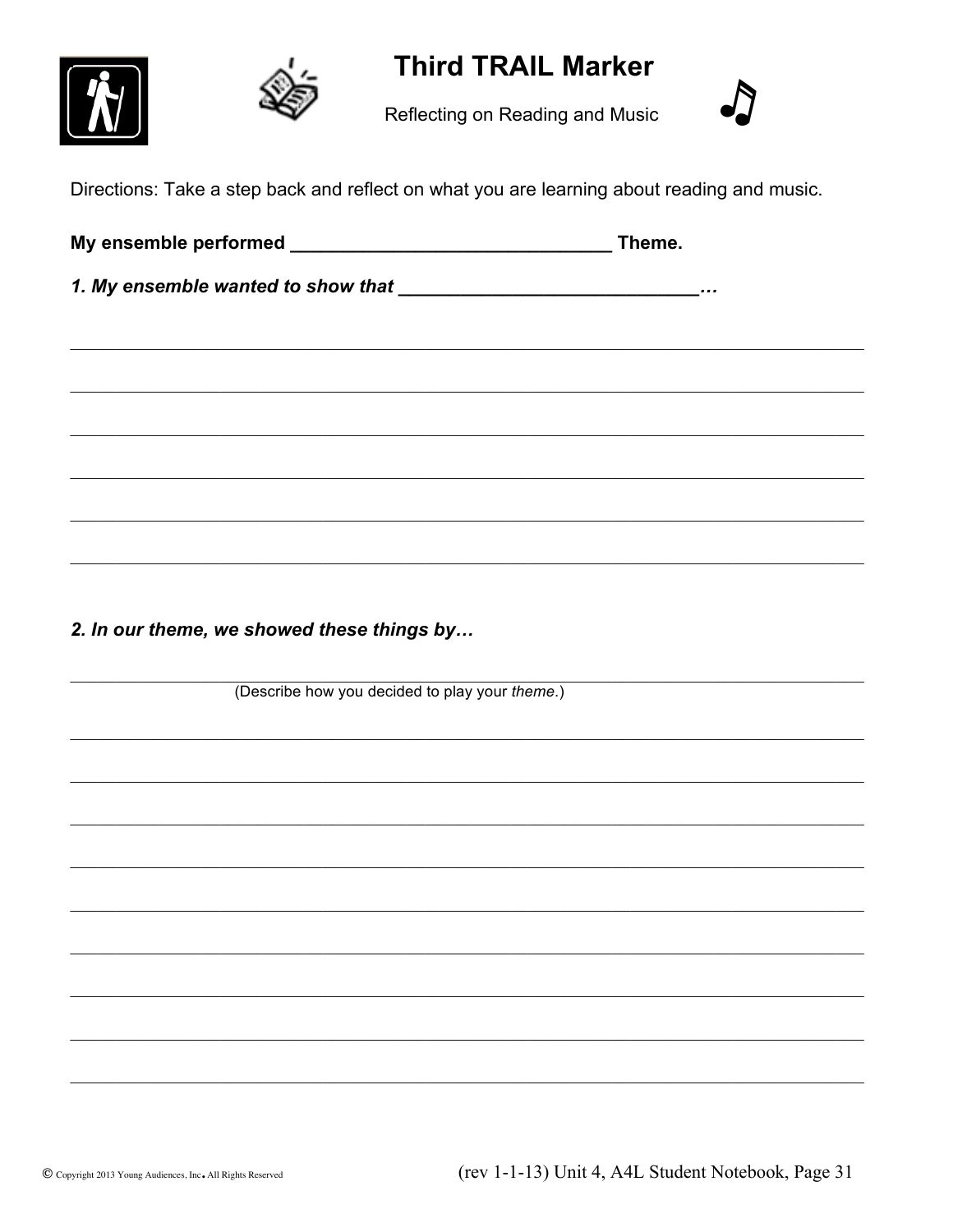# Third TRAIL Marker

Reflecting on Reading and Music

Directions: Take a step back and reflect on what you are learning about reading and music.

**My ensemble performed ______________________________ Theme.**

***1. My ensemble wanted to show that ____________________________…***

______________________________________________________________________________

______________________________________________________________________________

______________________________________________________________________________

______________________________________________________________________________

______________________________________________________________________________

______________________________________________________________________________

***2. In our theme, we showed these things by…***

______________________________________________________________________________

(Describe how you decided to play your *theme*.)

______________________________________________________________________________

______________________________________________________________________________

______________________________________________________________________________

______________________________________________________________________________

______________________________________________________________________________

______________________________________________________________________________

______________________________________________________________________________

______________________________________________________________________________

______________________________________________________________________________

© Copyright 2013 Young Audiences, Inc. All Rights Reserved

(rev 1-1-13) Unit 4, A4L Student Notebook, Page 31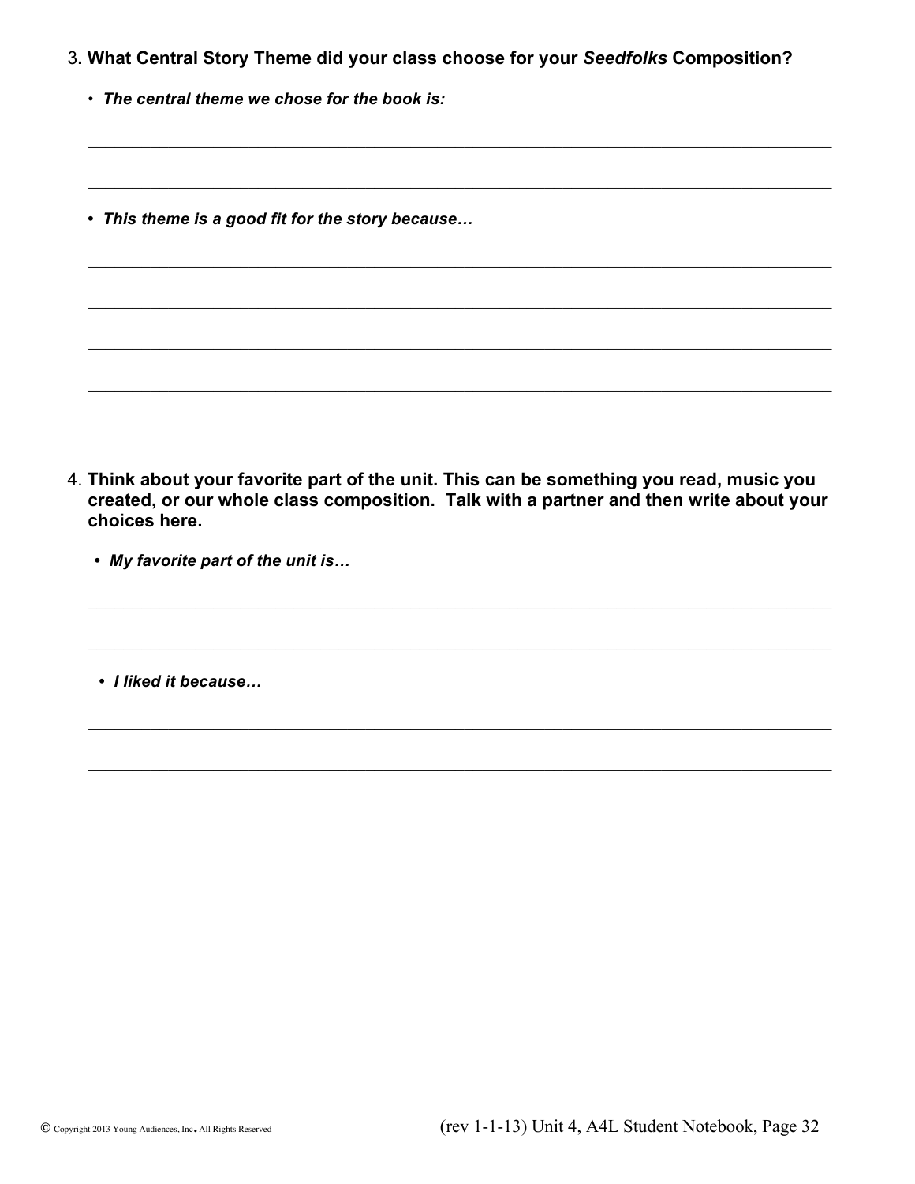3. **What Central Story Theme did your class choose for your *Seedfolks* Composition?**

- ***The central theme we chose for the book is:***

\_\_\_\_\_\_\_\_\_\_\_\_\_\_\_\_\_\_\_\_\_\_\_\_\_\_\_\_\_\_\_\_\_\_\_\_\_\_\_\_\_\_\_\_\_\_\_\_\_\_\_\_\_\_\_\_\_\_\_\_\_\_\_\_\_\_\_\_\_\_\_\_\_\_\_\_

\_\_\_\_\_\_\_\_\_\_\_\_\_\_\_\_\_\_\_\_\_\_\_\_\_\_\_\_\_\_\_\_\_\_\_\_\_\_\_\_\_\_\_\_\_\_\_\_\_\_\_\_\_\_\_\_\_\_\_\_\_\_\_\_\_\_\_\_\_\_\_\_\_\_\_\_

- ***This theme is a good fit for the story because…***

\_\_\_\_\_\_\_\_\_\_\_\_\_\_\_\_\_\_\_\_\_\_\_\_\_\_\_\_\_\_\_\_\_\_\_\_\_\_\_\_\_\_\_\_\_\_\_\_\_\_\_\_\_\_\_\_\_\_\_\_\_\_\_\_\_\_\_\_\_\_\_\_\_\_\_\_

\_\_\_\_\_\_\_\_\_\_\_\_\_\_\_\_\_\_\_\_\_\_\_\_\_\_\_\_\_\_\_\_\_\_\_\_\_\_\_\_\_\_\_\_\_\_\_\_\_\_\_\_\_\_\_\_\_\_\_\_\_\_\_\_\_\_\_\_\_\_\_\_\_\_\_\_

\_\_\_\_\_\_\_\_\_\_\_\_\_\_\_\_\_\_\_\_\_\_\_\_\_\_\_\_\_\_\_\_\_\_\_\_\_\_\_\_\_\_\_\_\_\_\_\_\_\_\_\_\_\_\_\_\_\_\_\_\_\_\_\_\_\_\_\_\_\_\_\_\_\_\_\_

\_\_\_\_\_\_\_\_\_\_\_\_\_\_\_\_\_\_\_\_\_\_\_\_\_\_\_\_\_\_\_\_\_\_\_\_\_\_\_\_\_\_\_\_\_\_\_\_\_\_\_\_\_\_\_\_\_\_\_\_\_\_\_\_\_\_\_\_\_\_\_\_\_\_\_\_

4. **Think about your favorite part of the unit. This can be something you read, music you created, or our whole class composition. Talk with a partner and then write about your choices here.**

- ***My favorite part of the unit is…***

\_\_\_\_\_\_\_\_\_\_\_\_\_\_\_\_\_\_\_\_\_\_\_\_\_\_\_\_\_\_\_\_\_\_\_\_\_\_\_\_\_\_\_\_\_\_\_\_\_\_\_\_\_\_\_\_\_\_\_\_\_\_\_\_\_\_\_\_\_\_\_\_\_\_\_\_

\_\_\_\_\_\_\_\_\_\_\_\_\_\_\_\_\_\_\_\_\_\_\_\_\_\_\_\_\_\_\_\_\_\_\_\_\_\_\_\_\_\_\_\_\_\_\_\_\_\_\_\_\_\_\_\_\_\_\_\_\_\_\_\_\_\_\_\_\_\_\_\_\_\_\_\_

- ***I liked it because…***

\_\_\_\_\_\_\_\_\_\_\_\_\_\_\_\_\_\_\_\_\_\_\_\_\_\_\_\_\_\_\_\_\_\_\_\_\_\_\_\_\_\_\_\_\_\_\_\_\_\_\_\_\_\_\_\_\_\_\_\_\_\_\_\_\_\_\_\_\_\_\_\_\_\_\_\_

\_\_\_\_\_\_\_\_\_\_\_\_\_\_\_\_\_\_\_\_\_\_\_\_\_\_\_\_\_\_\_\_\_\_\_\_\_\_\_\_\_\_\_\_\_\_\_\_\_\_\_\_\_\_\_\_\_\_\_\_\_\_\_\_\_\_\_\_\_\_\_\_\_\_\_\_